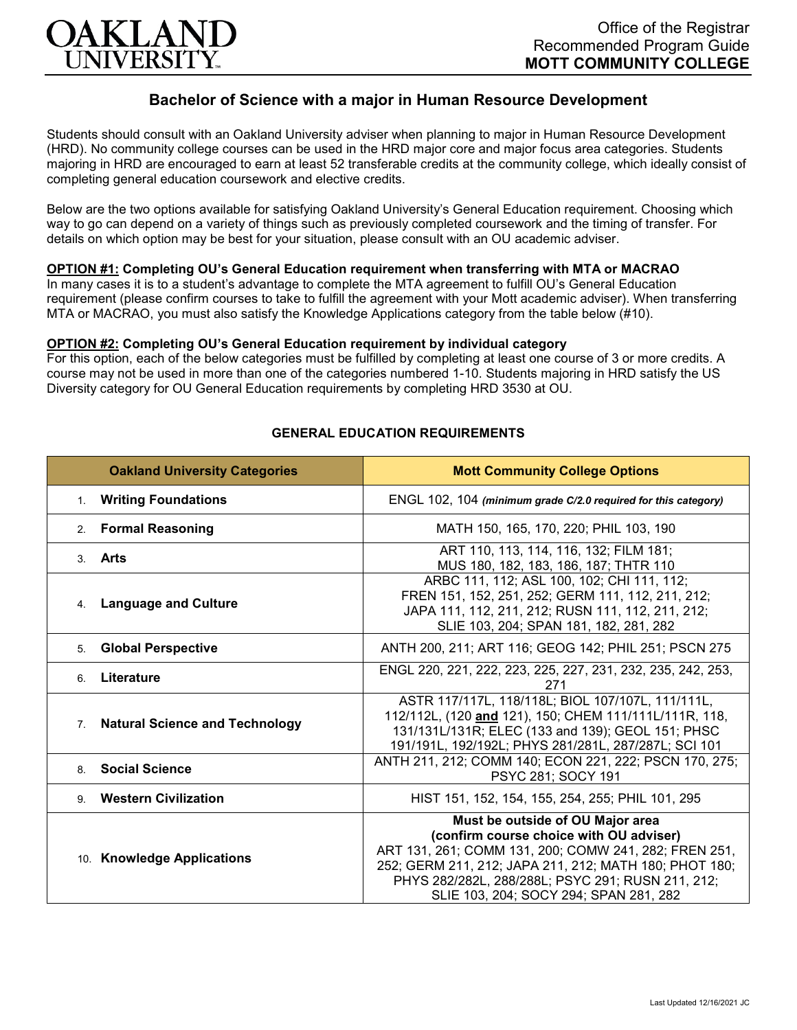# Bachelor of Science with a major in Human Resource Development

Students should consult with an Oakland University adviser when planning to major in Human Resource Development (HRD). No community college courses can be used in the HRD major core and major focus area categories. Students majoring in HRD are encouraged to earn at least 52 transferable credits at the community college, which ideally consist of completing general education coursework and elective credits.

Below are the two options available for satisfying Oakland University's General Education requirement. Choosing which way to go can depend on a variety of things such as previously completed coursework and the timing of transfer. For details on which option may be best for your situation, please consult with an OU academic adviser.

**OPTION #1: Completing OU's General Education requirement when transferring with MTA or MACRAO**
In many cases it is to a student's advantage to complete the MTA agreement to fulfill OU's General Education requirement (please confirm courses to take to fulfill the agreement with your Mott academic adviser). When transferring MTA or MACRAO, you must also satisfy the Knowledge Applications category from the table below (#10).

**OPTION #2: Completing OU's General Education requirement by individual category**
For this option, each of the below categories must be fulfilled by completing at least one course of 3 or more credits. A course may not be used in more than one of the categories numbered 1-10. Students majoring in HRD satisfy the US Diversity category for OU General Education requirements by completing HRD 3530 at OU.

## GENERAL EDUCATION REQUIREMENTS

| Oakland University Categories | Mott Community College Options |
|---|---|
| 1. **Writing Foundations** | ENGL 102, 104 ***(minimum grade C/2.0 required for this category)*** |
| 2. **Formal Reasoning** | MATH 150, 165, 170, 220; PHIL 103, 190 |
| 3. **Arts** | ART 110, 113, 114, 116, 132; FILM 181; MUS 180, 182, 183, 186, 187; THTR 110 |
| 4. **Language and Culture** | ARBC 111, 112; ASL 100, 102; CHI 111, 112; FREN 151, 152, 251, 252; GERM 111, 112, 211, 212; JAPA 111, 112, 211, 212; RUSN 111, 112, 211, 212; SLIE 103, 204; SPAN 181, 182, 281, 282 |
| 5. **Global Perspective** | ANTH 200, 211; ART 116; GEOG 142; PHIL 251; PSCN 275 |
| 6. **Literature** | ENGL 220, 221, 222, 223, 225, 227, 231, 232, 235, 242, 253, 271 |
| 7. **Natural Science and Technology** | ASTR 117/117L, 118/118L; BIOL 107/107L, 111/111L, 112/112L, (120 **and** 121), 150; CHEM 111/111L/111R, 118, 131/131L/131R; ELEC (133 and 139); GEOL 151; PHSC 191/191L, 192/192L; PHYS 281/281L, 287/287L; SCI 101 |
| 8. **Social Science** | ANTH 211, 212; COMM 140; ECON 221, 222; PSCN 170, 275; PSYC 281; SOCY 191 |
| 9. **Western Civilization** | HIST 151, 152, 154, 155, 254, 255; PHIL 101, 295 |
| 10. **Knowledge Applications** | **Must be outside of OU Major area (confirm course choice with OU adviser)** ART 131, 261; COMM 131, 200; COMW 241, 282; FREN 251, 252; GERM 211, 212; JAPA 211, 212; MATH 180; PHOT 180; PHYS 282/282L, 288/288L; PSYC 291; RUSN 211, 212; SLIE 103, 204; SOCY 294; SPAN 281, 282 |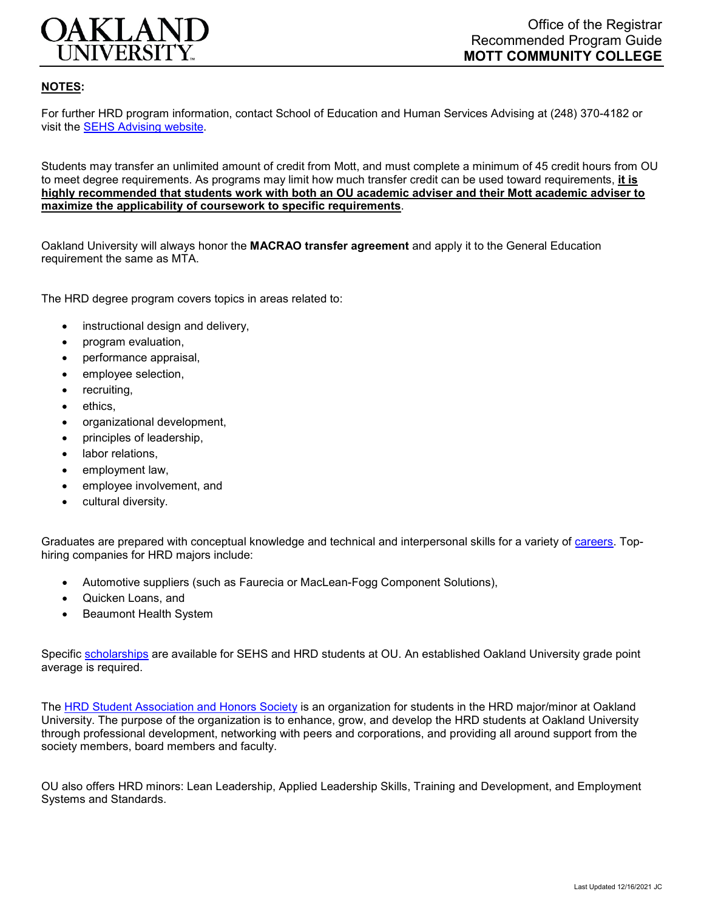**NOTES:**

For further HRD program information, contact School of Education and Human Services Advising at (248) 370-4182 or visit the SEHS Advising website.

Students may transfer an unlimited amount of credit from Mott, and must complete a minimum of 45 credit hours from OU to meet degree requirements. As programs may limit how much transfer credit can be used toward requirements, **it is highly recommended that students work with both an OU academic adviser and their Mott academic adviser to maximize the applicability of coursework to specific requirements**.

Oakland University will always honor the **MACRAO transfer agreement** and apply it to the General Education requirement the same as MTA.

The HRD degree program covers topics in areas related to:

- instructional design and delivery,
- program evaluation,
- performance appraisal,
- employee selection,
- recruiting,
- ethics,
- organizational development,
- principles of leadership,
- labor relations,
- employment law,
- employee involvement, and
- cultural diversity.

Graduates are prepared with conceptual knowledge and technical and interpersonal skills for a variety of careers. Top-hiring companies for HRD majors include:

- Automotive suppliers (such as Faurecia or MacLean-Fogg Component Solutions),
- Quicken Loans, and
- Beaumont Health System

Specific scholarships are available for SEHS and HRD students at OU. An established Oakland University grade point average is required.

The HRD Student Association and Honors Society is an organization for students in the HRD major/minor at Oakland University. The purpose of the organization is to enhance, grow, and develop the HRD students at Oakland University through professional development, networking with peers and corporations, and providing all around support from the society members, board members and faculty.

OU also offers HRD minors: Lean Leadership, Applied Leadership Skills, Training and Development, and Employment Systems and Standards.

Last Updated 12/16/2021 JC